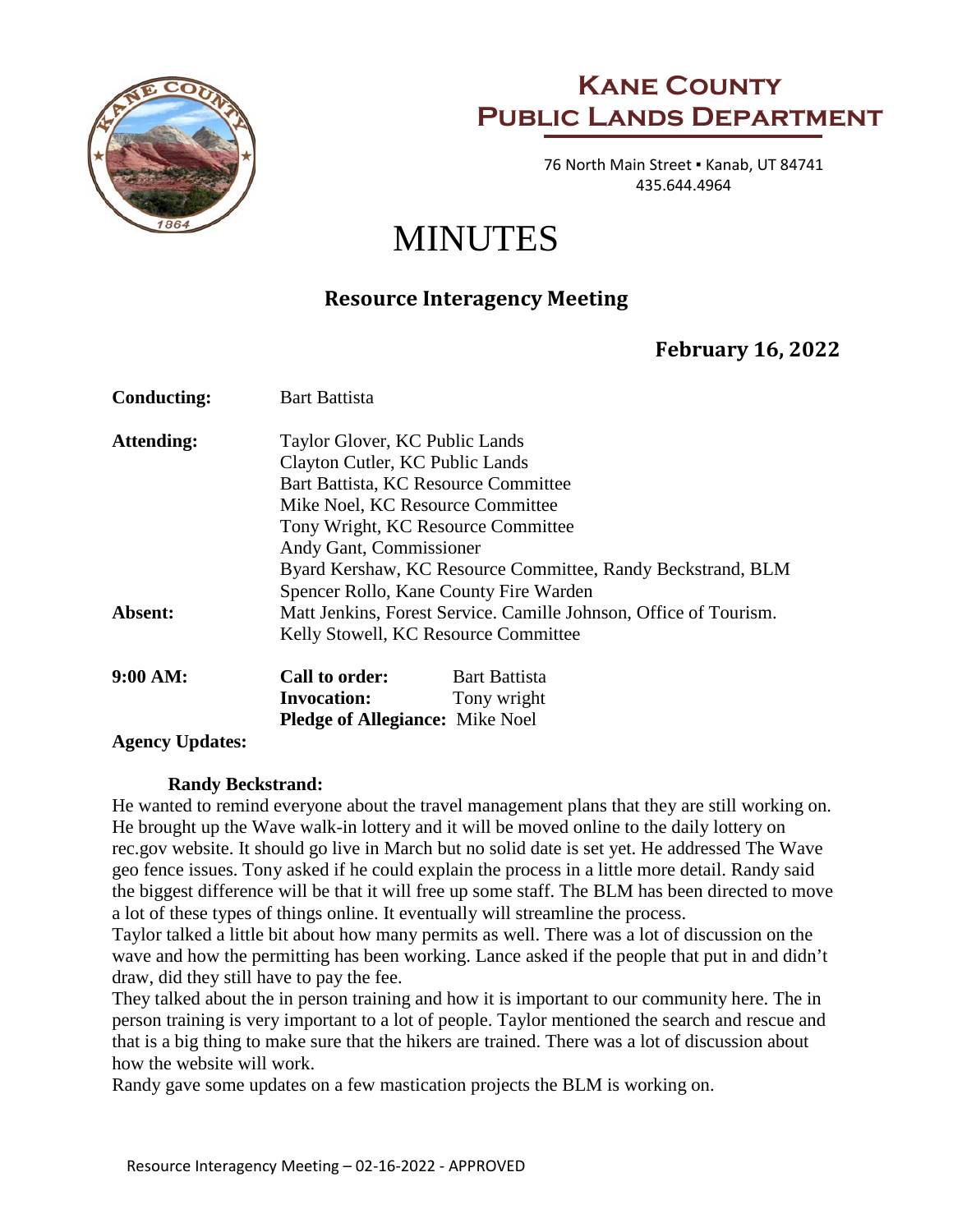# Kane County Public Lands Department

76 North Main Street ▪ Kanab, UT 84741
435.644.4964

# MINUTES

## Resource Interagency Meeting

### February 16, 2022

**Conducting:** Bart Battista

**Attending:**
Taylor Glover, KC Public Lands
Clayton Cutler, KC Public Lands
Bart Battista, KC Resource Committee
Mike Noel, KC Resource Committee
Tony Wright, KC Resource Committee
Andy Gant, Commissioner
Byard Kershaw, KC Resource Committee, Randy Beckstrand, BLM
Spencer Rollo, Kane County Fire Warden

**Absent:**
Matt Jenkins, Forest Service. Camille Johnson, Office of Tourism.
Kelly Stowell, KC Resource Committee

**9:00 AM:**
**Call to order:** Bart Battista
**Invocation:** Tony wright
**Pledge of Allegiance:** Mike Noel

**Agency Updates:**

**Randy Beckstrand:**

He wanted to remind everyone about the travel management plans that they are still working on. He brought up the Wave walk-in lottery and it will be moved online to the daily lottery on rec.gov website. It should go live in March but no solid date is set yet. He addressed The Wave geo fence issues. Tony asked if he could explain the process in a little more detail. Randy said the biggest difference will be that it will free up some staff. The BLM has been directed to move a lot of these types of things online. It eventually will streamline the process.

Taylor talked a little bit about how many permits as well. There was a lot of discussion on the wave and how the permitting has been working. Lance asked if the people that put in and didn't draw, did they still have to pay the fee.

They talked about the in person training and how it is important to our community here. The in person training is very important to a lot of people. Taylor mentioned the search and rescue and that is a big thing to make sure that the hikers are trained. There was a lot of discussion about how the website will work.

Randy gave some updates on a few mastication projects the BLM is working on.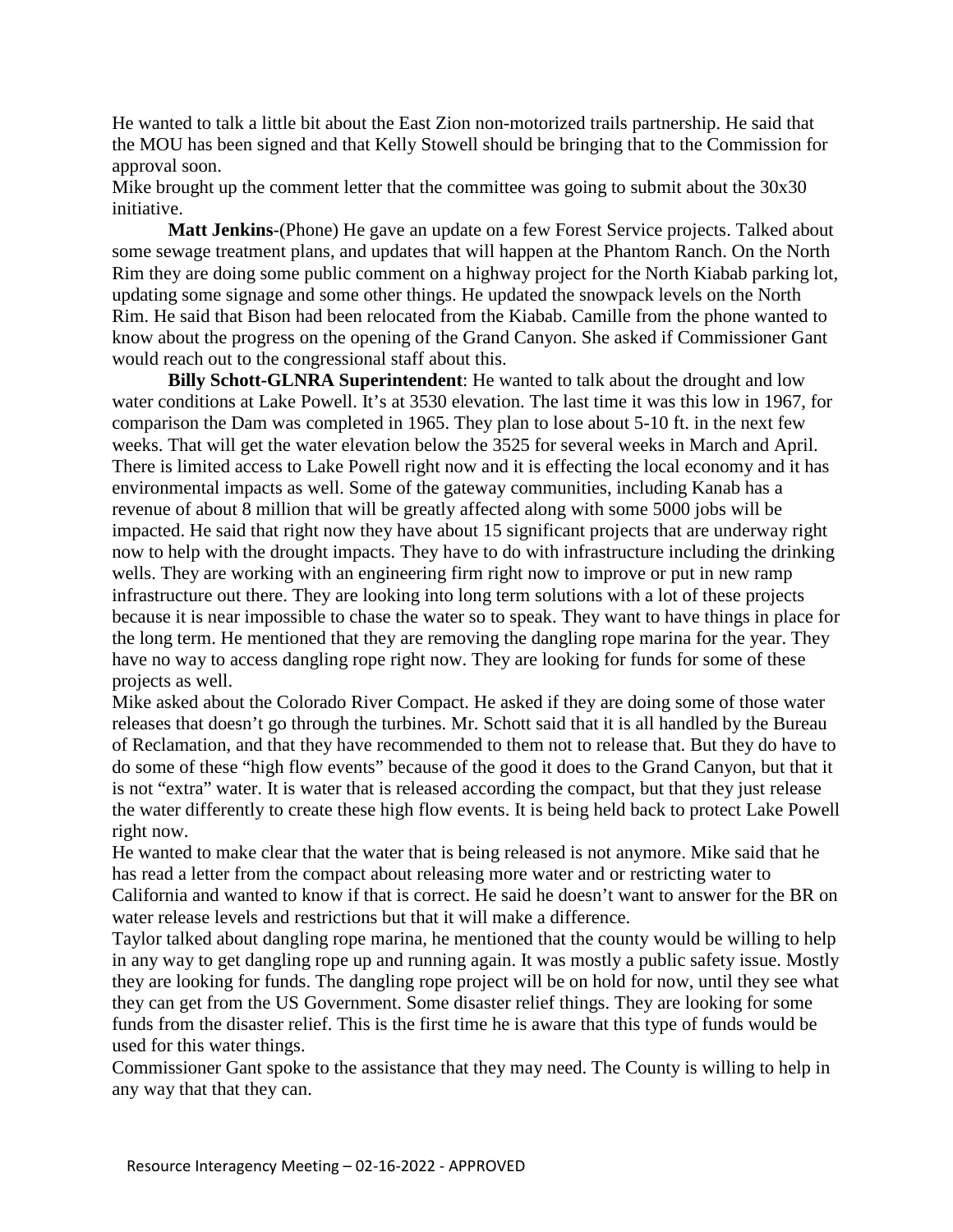He wanted to talk a little bit about the East Zion non-motorized trails partnership. He said that the MOU has been signed and that Kelly Stowell should be bringing that to the Commission for approval soon.

Mike brought up the comment letter that the committee was going to submit about the 30x30 initiative.

**Matt Jenkins**-(Phone) He gave an update on a few Forest Service projects. Talked about some sewage treatment plans, and updates that will happen at the Phantom Ranch. On the North Rim they are doing some public comment on a highway project for the North Kiabab parking lot, updating some signage and some other things. He updated the snowpack levels on the North Rim. He said that Bison had been relocated from the Kiabab. Camille from the phone wanted to know about the progress on the opening of the Grand Canyon. She asked if Commissioner Gant would reach out to the congressional staff about this.

**Billy Schott-GLNRA Superintendent**: He wanted to talk about the drought and low water conditions at Lake Powell. It's at 3530 elevation. The last time it was this low in 1967, for comparison the Dam was completed in 1965. They plan to lose about 5-10 ft. in the next few weeks. That will get the water elevation below the 3525 for several weeks in March and April. There is limited access to Lake Powell right now and it is effecting the local economy and it has environmental impacts as well. Some of the gateway communities, including Kanab has a revenue of about 8 million that will be greatly affected along with some 5000 jobs will be impacted. He said that right now they have about 15 significant projects that are underway right now to help with the drought impacts. They have to do with infrastructure including the drinking wells. They are working with an engineering firm right now to improve or put in new ramp infrastructure out there. They are looking into long term solutions with a lot of these projects because it is near impossible to chase the water so to speak. They want to have things in place for the long term. He mentioned that they are removing the dangling rope marina for the year. They have no way to access dangling rope right now. They are looking for funds for some of these projects as well.

Mike asked about the Colorado River Compact. He asked if they are doing some of those water releases that doesn't go through the turbines. Mr. Schott said that it is all handled by the Bureau of Reclamation, and that they have recommended to them not to release that. But they do have to do some of these "high flow events" because of the good it does to the Grand Canyon, but that it is not "extra" water. It is water that is released according the compact, but that they just release the water differently to create these high flow events. It is being held back to protect Lake Powell right now.

He wanted to make clear that the water that is being released is not anymore. Mike said that he has read a letter from the compact about releasing more water and or restricting water to California and wanted to know if that is correct. He said he doesn't want to answer for the BR on water release levels and restrictions but that it will make a difference.

Taylor talked about dangling rope marina, he mentioned that the county would be willing to help in any way to get dangling rope up and running again. It was mostly a public safety issue. Mostly they are looking for funds. The dangling rope project will be on hold for now, until they see what they can get from the US Government. Some disaster relief things. They are looking for some funds from the disaster relief. This is the first time he is aware that this type of funds would be used for this water things.

Commissioner Gant spoke to the assistance that they may need. The County is willing to help in any way that that they can.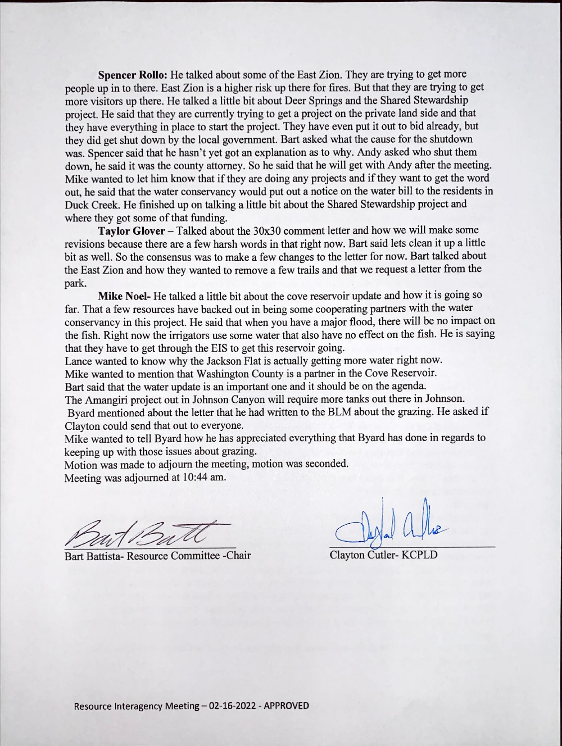**Spencer Rollo:** He talked about some of the East Zion. They are trying to get more people up in to there. East Zion is a higher risk up there for fires. But that they are trying to get more visitors up there. He talked a little bit about Deer Springs and the Shared Stewardship project. He said that they are currently trying to get a project on the private land side and that they have everything in place to start the project. They have even put it out to bid already, but they did get shut down by the local government. Bart asked what the cause for the shutdown was. Spencer said that he hasn't yet got an explanation as to why. Andy asked who shut them down, he said it was the county attorney. So he said that he will get with Andy after the meeting. Mike wanted to let him know that if they are doing any projects and if they want to get the word out, he said that the water conservancy would put out a notice on the water bill to the residents in Duck Creek. He finished up on talking a little bit about the Shared Stewardship project and where they got some of that funding.

**Taylor Glover** – Talked about the 30x30 comment letter and how we will make some revisions because there are a few harsh words in that right now. Bart said lets clean it up a little bit as well. So the consensus was to make a few changes to the letter for now. Bart talked about the East Zion and how they wanted to remove a few trails and that we request a letter from the park.

**Mike Noel-** He talked a little bit about the cove reservoir update and how it is going so far. That a few resources have backed out in being some cooperating partners with the water conservancy in this project. He said that when you have a major flood, there will be no impact on the fish. Right now the irrigators use some water that also have no effect on the fish. He is saying that they have to get through the EIS to get this reservoir going.

Lance wanted to know why the Jackson Flat is actually getting more water right now.

Mike wanted to mention that Washington County is a partner in the Cove Reservoir.

Bart said that the water update is an important one and it should be on the agenda.

The Amangiri project out in Johnson Canyon will require more tanks out there in Johnson.

Byard mentioned about the letter that he had written to the BLM about the grazing. He asked if Clayton could send that out to everyone.

Mike wanted to tell Byard how he has appreciated everything that Byard has done in regards to keeping up with those issues about grazing.

Motion was made to adjourn the meeting, motion was seconded.

Meeting was adjourned at 10:44 am.

Bart Battista- Resource Committee -Chair

Clayton Cutler- KCPLD

Resource Interagency Meeting – 02-16-2022 - APPROVED